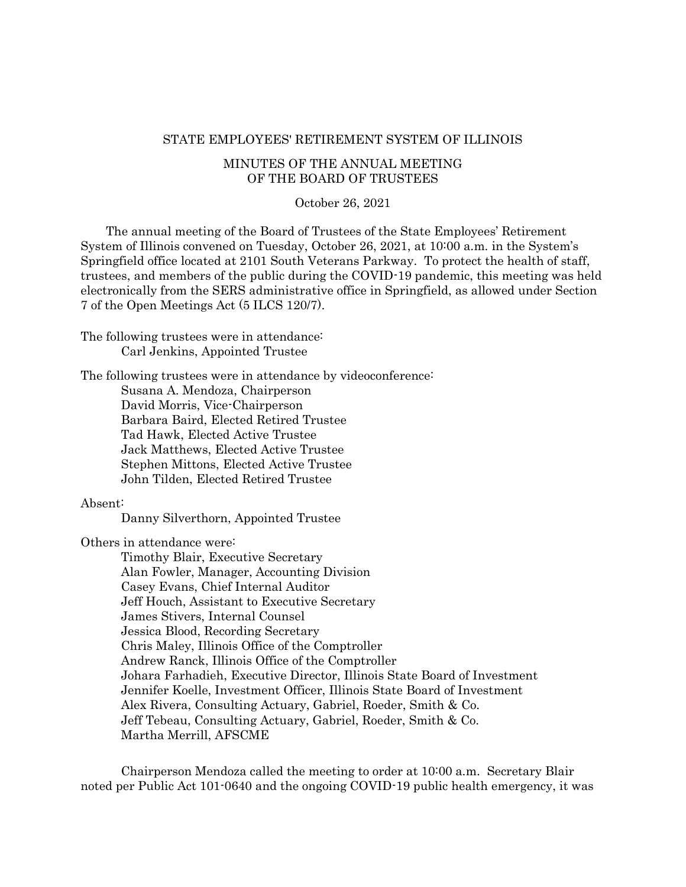STATE EMPLOYEES' RETIREMENT SYSTEM OF ILLINOIS

MINUTES OF THE ANNUAL MEETING
OF THE BOARD OF TRUSTEES

October 26, 2021

The annual meeting of the Board of Trustees of the State Employees' Retirement System of Illinois convened on Tuesday, October 26, 2021, at 10:00 a.m. in the System's Springfield office located at 2101 South Veterans Parkway. To protect the health of staff, trustees, and members of the public during the COVID-19 pandemic, this meeting was held electronically from the SERS administrative office in Springfield, as allowed under Section 7 of the Open Meetings Act (5 ILCS 120/7).

The following trustees were in attendance:
Carl Jenkins, Appointed Trustee

The following trustees were in attendance by videoconference:
Susana A. Mendoza, Chairperson
David Morris, Vice-Chairperson
Barbara Baird, Elected Retired Trustee
Tad Hawk, Elected Active Trustee
Jack Matthews, Elected Active Trustee
Stephen Mittons, Elected Active Trustee
John Tilden, Elected Retired Trustee

Absent:
Danny Silverthorn, Appointed Trustee

Others in attendance were:
Timothy Blair, Executive Secretary
Alan Fowler, Manager, Accounting Division
Casey Evans, Chief Internal Auditor
Jeff Houch, Assistant to Executive Secretary
James Stivers, Internal Counsel
Jessica Blood, Recording Secretary
Chris Maley, Illinois Office of the Comptroller
Andrew Ranck, Illinois Office of the Comptroller
Johara Farhadieh, Executive Director, Illinois State Board of Investment
Jennifer Koelle, Investment Officer, Illinois State Board of Investment
Alex Rivera, Consulting Actuary, Gabriel, Roeder, Smith & Co.
Jeff Tebeau, Consulting Actuary, Gabriel, Roeder, Smith & Co.
Martha Merrill, AFSCME

Chairperson Mendoza called the meeting to order at 10:00 a.m. Secretary Blair noted per Public Act 101-0640 and the ongoing COVID-19 public health emergency, it was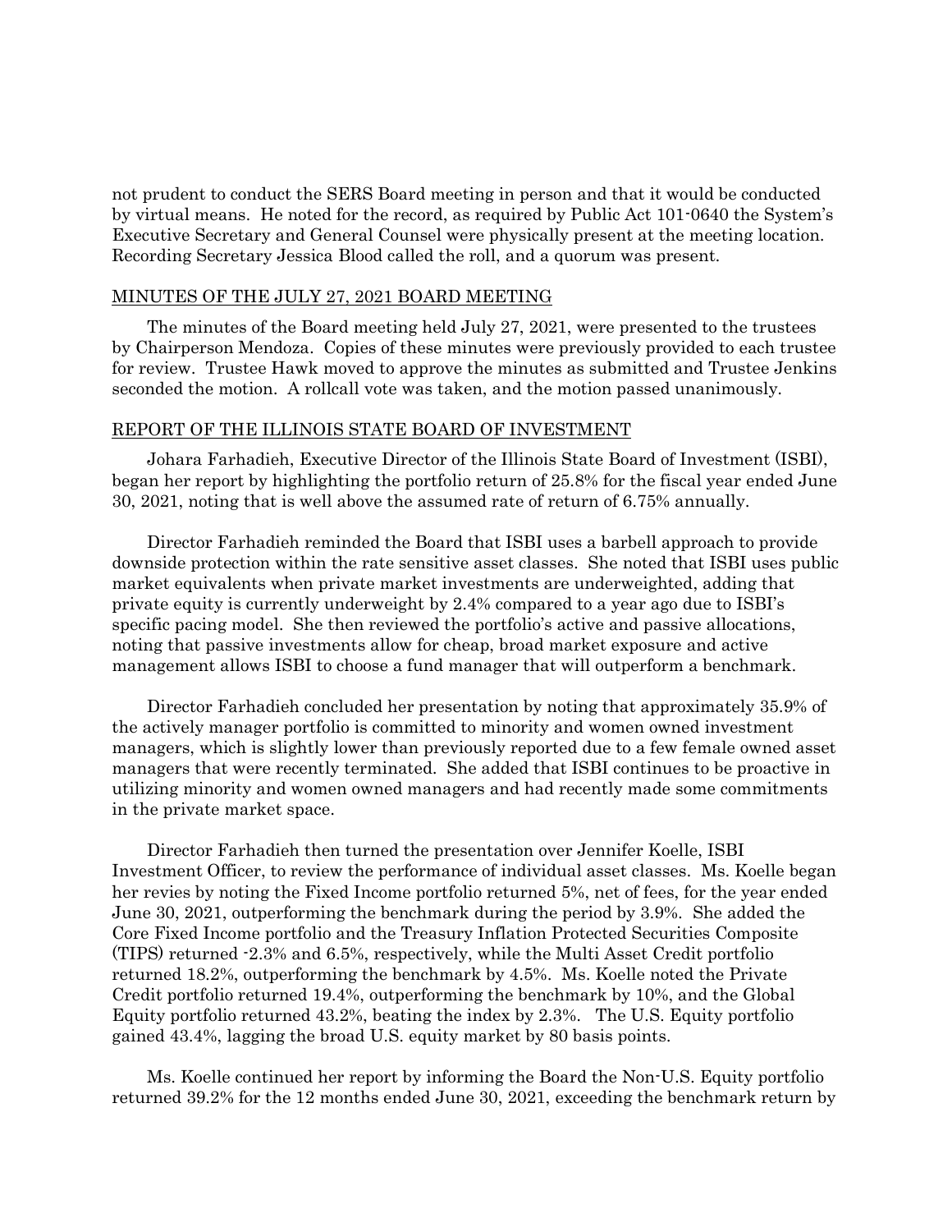not prudent to conduct the SERS Board meeting in person and that it would be conducted by virtual means. He noted for the record, as required by Public Act 101-0640 the System's Executive Secretary and General Counsel were physically present at the meeting location. Recording Secretary Jessica Blood called the roll, and a quorum was present.

## MINUTES OF THE JULY 27, 2021 BOARD MEETING

The minutes of the Board meeting held July 27, 2021, were presented to the trustees by Chairperson Mendoza. Copies of these minutes were previously provided to each trustee for review. Trustee Hawk moved to approve the minutes as submitted and Trustee Jenkins seconded the motion. A rollcall vote was taken, and the motion passed unanimously.

## REPORT OF THE ILLINOIS STATE BOARD OF INVESTMENT

Johara Farhadieh, Executive Director of the Illinois State Board of Investment (ISBI), began her report by highlighting the portfolio return of 25.8% for the fiscal year ended June 30, 2021, noting that is well above the assumed rate of return of 6.75% annually.

Director Farhadieh reminded the Board that ISBI uses a barbell approach to provide downside protection within the rate sensitive asset classes. She noted that ISBI uses public market equivalents when private market investments are underweighted, adding that private equity is currently underweight by 2.4% compared to a year ago due to ISBI's specific pacing model. She then reviewed the portfolio's active and passive allocations, noting that passive investments allow for cheap, broad market exposure and active management allows ISBI to choose a fund manager that will outperform a benchmark.

Director Farhadieh concluded her presentation by noting that approximately 35.9% of the actively manager portfolio is committed to minority and women owned investment managers, which is slightly lower than previously reported due to a few female owned asset managers that were recently terminated. She added that ISBI continues to be proactive in utilizing minority and women owned managers and had recently made some commitments in the private market space.

Director Farhadieh then turned the presentation over Jennifer Koelle, ISBI Investment Officer, to review the performance of individual asset classes. Ms. Koelle began her revies by noting the Fixed Income portfolio returned 5%, net of fees, for the year ended June 30, 2021, outperforming the benchmark during the period by 3.9%. She added the Core Fixed Income portfolio and the Treasury Inflation Protected Securities Composite (TIPS) returned -2.3% and 6.5%, respectively, while the Multi Asset Credit portfolio returned 18.2%, outperforming the benchmark by 4.5%. Ms. Koelle noted the Private Credit portfolio returned 19.4%, outperforming the benchmark by 10%, and the Global Equity portfolio returned 43.2%, beating the index by 2.3%. The U.S. Equity portfolio gained 43.4%, lagging the broad U.S. equity market by 80 basis points.

Ms. Koelle continued her report by informing the Board the Non-U.S. Equity portfolio returned 39.2% for the 12 months ended June 30, 2021, exceeding the benchmark return by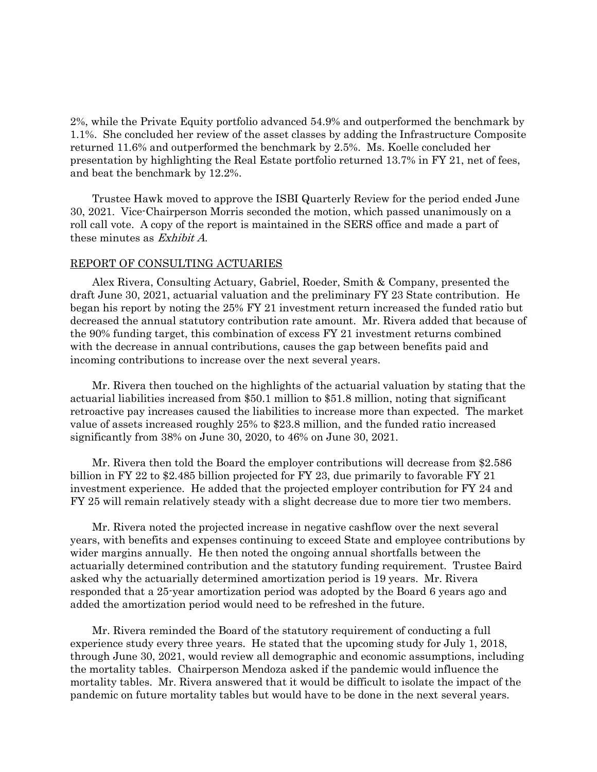2%, while the Private Equity portfolio advanced 54.9% and outperformed the benchmark by 1.1%. She concluded her review of the asset classes by adding the Infrastructure Composite returned 11.6% and outperformed the benchmark by 2.5%. Ms. Koelle concluded her presentation by highlighting the Real Estate portfolio returned 13.7% in FY 21, net of fees, and beat the benchmark by 12.2%.

Trustee Hawk moved to approve the ISBI Quarterly Review for the period ended June 30, 2021. Vice-Chairperson Morris seconded the motion, which passed unanimously on a roll call vote. A copy of the report is maintained in the SERS office and made a part of these minutes as *Exhibit A*.

<u>REPORT OF CONSULTING ACTUARIES</u>

Alex Rivera, Consulting Actuary, Gabriel, Roeder, Smith & Company, presented the draft June 30, 2021, actuarial valuation and the preliminary FY 23 State contribution. He began his report by noting the 25% FY 21 investment return increased the funded ratio but decreased the annual statutory contribution rate amount. Mr. Rivera added that because of the 90% funding target, this combination of excess FY 21 investment returns combined with the decrease in annual contributions, causes the gap between benefits paid and incoming contributions to increase over the next several years.

Mr. Rivera then touched on the highlights of the actuarial valuation by stating that the actuarial liabilities increased from $50.1 million to $51.8 million, noting that significant retroactive pay increases caused the liabilities to increase more than expected. The market value of assets increased roughly 25% to $23.8 million, and the funded ratio increased significantly from 38% on June 30, 2020, to 46% on June 30, 2021.

Mr. Rivera then told the Board the employer contributions will decrease from $2.586 billion in FY 22 to $2.485 billion projected for FY 23, due primarily to favorable FY 21 investment experience. He added that the projected employer contribution for FY 24 and FY 25 will remain relatively steady with a slight decrease due to more tier two members.

Mr. Rivera noted the projected increase in negative cashflow over the next several years, with benefits and expenses continuing to exceed State and employee contributions by wider margins annually. He then noted the ongoing annual shortfalls between the actuarially determined contribution and the statutory funding requirement. Trustee Baird asked why the actuarially determined amortization period is 19 years. Mr. Rivera responded that a 25-year amortization period was adopted by the Board 6 years ago and added the amortization period would need to be refreshed in the future.

Mr. Rivera reminded the Board of the statutory requirement of conducting a full experience study every three years. He stated that the upcoming study for July 1, 2018, through June 30, 2021, would review all demographic and economic assumptions, including the mortality tables. Chairperson Mendoza asked if the pandemic would influence the mortality tables. Mr. Rivera answered that it would be difficult to isolate the impact of the pandemic on future mortality tables but would have to be done in the next several years.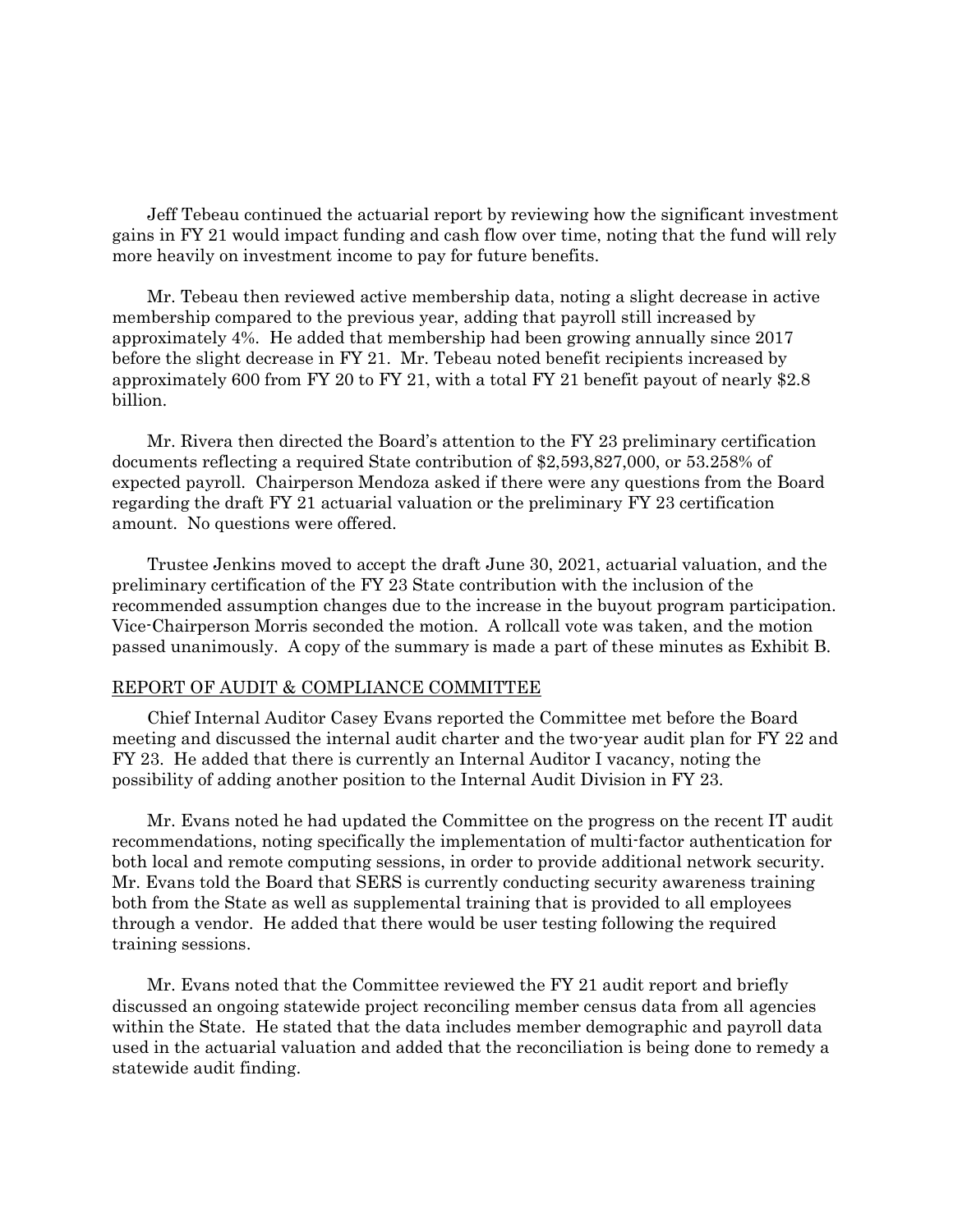Jeff Tebeau continued the actuarial report by reviewing how the significant investment gains in FY 21 would impact funding and cash flow over time, noting that the fund will rely more heavily on investment income to pay for future benefits.

Mr. Tebeau then reviewed active membership data, noting a slight decrease in active membership compared to the previous year, adding that payroll still increased by approximately 4%. He added that membership had been growing annually since 2017 before the slight decrease in FY 21. Mr. Tebeau noted benefit recipients increased by approximately 600 from FY 20 to FY 21, with a total FY 21 benefit payout of nearly $2.8 billion.

Mr. Rivera then directed the Board's attention to the FY 23 preliminary certification documents reflecting a required State contribution of $2,593,827,000, or 53.258% of expected payroll. Chairperson Mendoza asked if there were any questions from the Board regarding the draft FY 21 actuarial valuation or the preliminary FY 23 certification amount. No questions were offered.

Trustee Jenkins moved to accept the draft June 30, 2021, actuarial valuation, and the preliminary certification of the FY 23 State contribution with the inclusion of the recommended assumption changes due to the increase in the buyout program participation. Vice-Chairperson Morris seconded the motion. A rollcall vote was taken, and the motion passed unanimously. A copy of the summary is made a part of these minutes as Exhibit B.

## REPORT OF AUDIT & COMPLIANCE COMMITTEE

Chief Internal Auditor Casey Evans reported the Committee met before the Board meeting and discussed the internal audit charter and the two-year audit plan for FY 22 and FY 23. He added that there is currently an Internal Auditor I vacancy, noting the possibility of adding another position to the Internal Audit Division in FY 23.

Mr. Evans noted he had updated the Committee on the progress on the recent IT audit recommendations, noting specifically the implementation of multi-factor authentication for both local and remote computing sessions, in order to provide additional network security. Mr. Evans told the Board that SERS is currently conducting security awareness training both from the State as well as supplemental training that is provided to all employees through a vendor. He added that there would be user testing following the required training sessions.

Mr. Evans noted that the Committee reviewed the FY 21 audit report and briefly discussed an ongoing statewide project reconciling member census data from all agencies within the State. He stated that the data includes member demographic and payroll data used in the actuarial valuation and added that the reconciliation is being done to remedy a statewide audit finding.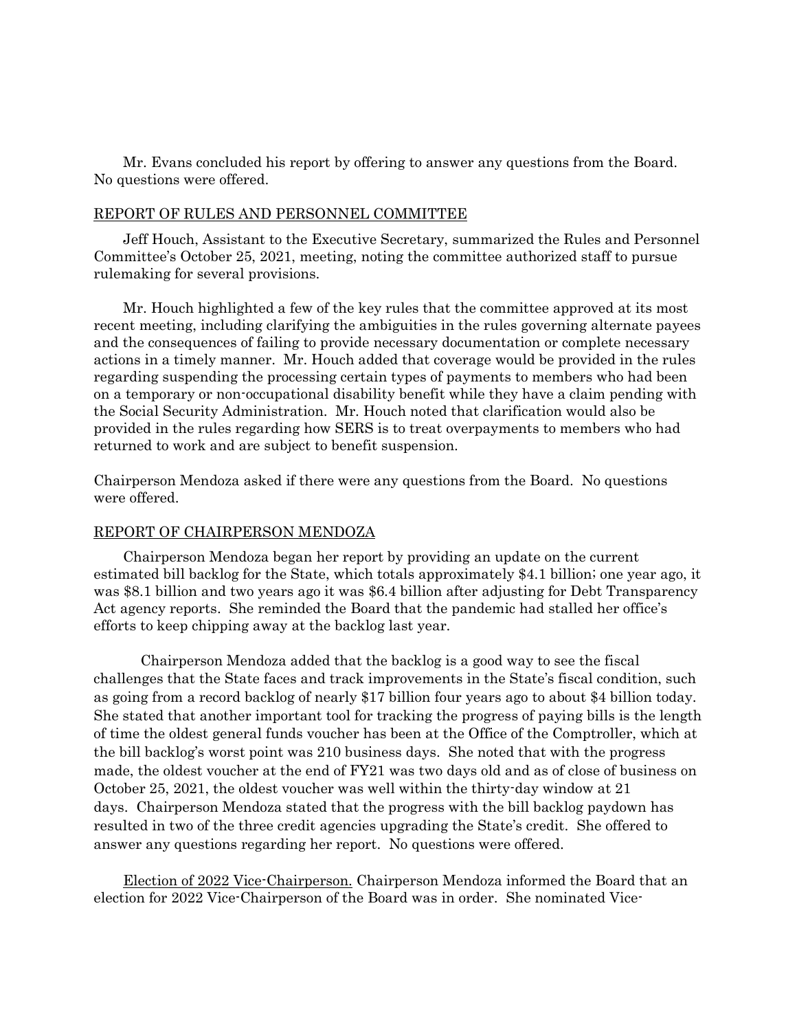Mr. Evans concluded his report by offering to answer any questions from the Board. No questions were offered.

## REPORT OF RULES AND PERSONNEL COMMITTEE

Jeff Houch, Assistant to the Executive Secretary, summarized the Rules and Personnel Committee's October 25, 2021, meeting, noting the committee authorized staff to pursue rulemaking for several provisions.

Mr. Houch highlighted a few of the key rules that the committee approved at its most recent meeting, including clarifying the ambiguities in the rules governing alternate payees and the consequences of failing to provide necessary documentation or complete necessary actions in a timely manner. Mr. Houch added that coverage would be provided in the rules regarding suspending the processing certain types of payments to members who had been on a temporary or non-occupational disability benefit while they have a claim pending with the Social Security Administration. Mr. Houch noted that clarification would also be provided in the rules regarding how SERS is to treat overpayments to members who had returned to work and are subject to benefit suspension.

Chairperson Mendoza asked if there were any questions from the Board. No questions were offered.

## REPORT OF CHAIRPERSON MENDOZA

Chairperson Mendoza began her report by providing an update on the current estimated bill backlog for the State, which totals approximately $4.1 billion; one year ago, it was $8.1 billion and two years ago it was $6.4 billion after adjusting for Debt Transparency Act agency reports. She reminded the Board that the pandemic had stalled her office's efforts to keep chipping away at the backlog last year.

Chairperson Mendoza added that the backlog is a good way to see the fiscal challenges that the State faces and track improvements in the State's fiscal condition, such as going from a record backlog of nearly $17 billion four years ago to about $4 billion today. She stated that another important tool for tracking the progress of paying bills is the length of time the oldest general funds voucher has been at the Office of the Comptroller, which at the bill backlog's worst point was 210 business days. She noted that with the progress made, the oldest voucher at the end of FY21 was two days old and as of close of business on October 25, 2021, the oldest voucher was well within the thirty-day window at 21 days. Chairperson Mendoza stated that the progress with the bill backlog paydown has resulted in two of the three credit agencies upgrading the State's credit. She offered to answer any questions regarding her report. No questions were offered.

Election of 2022 Vice-Chairperson. Chairperson Mendoza informed the Board that an election for 2022 Vice-Chairperson of the Board was in order. She nominated Vice-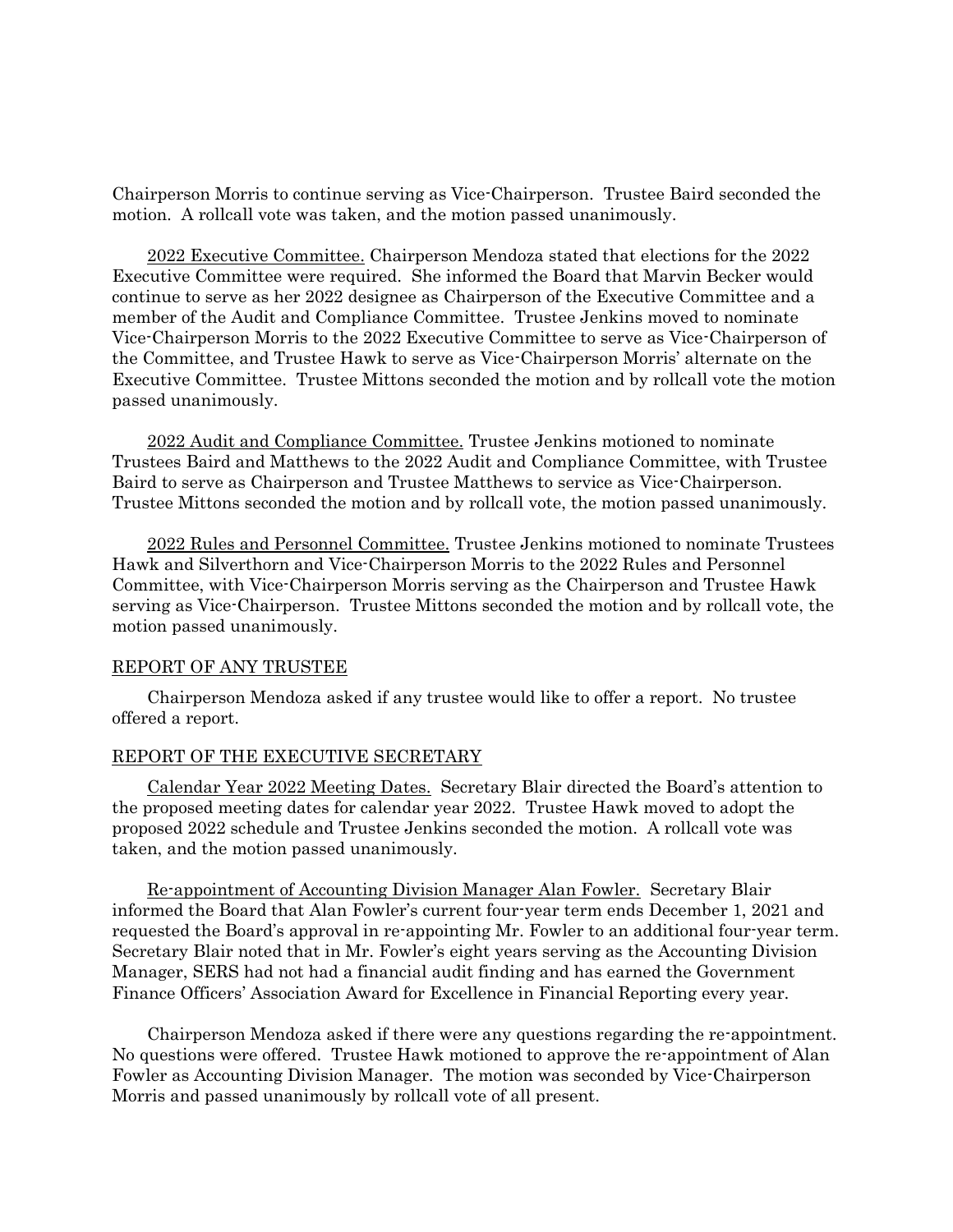Chairperson Morris to continue serving as Vice-Chairperson. Trustee Baird seconded the motion. A rollcall vote was taken, and the motion passed unanimously.

2022 Executive Committee. Chairperson Mendoza stated that elections for the 2022 Executive Committee were required. She informed the Board that Marvin Becker would continue to serve as her 2022 designee as Chairperson of the Executive Committee and a member of the Audit and Compliance Committee. Trustee Jenkins moved to nominate Vice-Chairperson Morris to the 2022 Executive Committee to serve as Vice-Chairperson of the Committee, and Trustee Hawk to serve as Vice-Chairperson Morris' alternate on the Executive Committee. Trustee Mittons seconded the motion and by rollcall vote the motion passed unanimously.

2022 Audit and Compliance Committee. Trustee Jenkins motioned to nominate Trustees Baird and Matthews to the 2022 Audit and Compliance Committee, with Trustee Baird to serve as Chairperson and Trustee Matthews to service as Vice-Chairperson. Trustee Mittons seconded the motion and by rollcall vote, the motion passed unanimously.

2022 Rules and Personnel Committee. Trustee Jenkins motioned to nominate Trustees Hawk and Silverthorn and Vice-Chairperson Morris to the 2022 Rules and Personnel Committee, with Vice-Chairperson Morris serving as the Chairperson and Trustee Hawk serving as Vice-Chairperson. Trustee Mittons seconded the motion and by rollcall vote, the motion passed unanimously.

## REPORT OF ANY TRUSTEE

Chairperson Mendoza asked if any trustee would like to offer a report. No trustee offered a report.

## REPORT OF THE EXECUTIVE SECRETARY

Calendar Year 2022 Meeting Dates. Secretary Blair directed the Board's attention to the proposed meeting dates for calendar year 2022. Trustee Hawk moved to adopt the proposed 2022 schedule and Trustee Jenkins seconded the motion. A rollcall vote was taken, and the motion passed unanimously.

Re-appointment of Accounting Division Manager Alan Fowler. Secretary Blair informed the Board that Alan Fowler's current four-year term ends December 1, 2021 and requested the Board's approval in re-appointing Mr. Fowler to an additional four-year term. Secretary Blair noted that in Mr. Fowler's eight years serving as the Accounting Division Manager, SERS had not had a financial audit finding and has earned the Government Finance Officers' Association Award for Excellence in Financial Reporting every year.

Chairperson Mendoza asked if there were any questions regarding the re-appointment. No questions were offered. Trustee Hawk motioned to approve the re-appointment of Alan Fowler as Accounting Division Manager. The motion was seconded by Vice-Chairperson Morris and passed unanimously by rollcall vote of all present.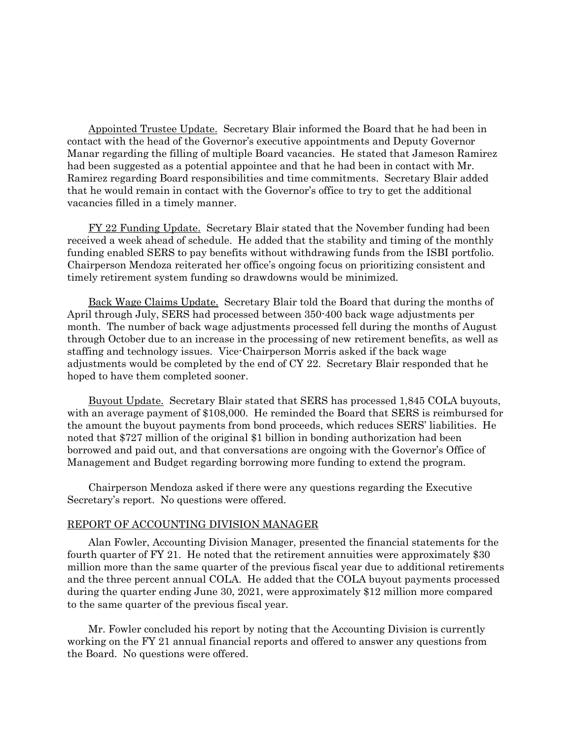Appointed Trustee Update. Secretary Blair informed the Board that he had been in contact with the head of the Governor's executive appointments and Deputy Governor Manar regarding the filling of multiple Board vacancies. He stated that Jameson Ramirez had been suggested as a potential appointee and that he had been in contact with Mr. Ramirez regarding Board responsibilities and time commitments. Secretary Blair added that he would remain in contact with the Governor's office to try to get the additional vacancies filled in a timely manner.

FY 22 Funding Update. Secretary Blair stated that the November funding had been received a week ahead of schedule. He added that the stability and timing of the monthly funding enabled SERS to pay benefits without withdrawing funds from the ISBI portfolio. Chairperson Mendoza reiterated her office's ongoing focus on prioritizing consistent and timely retirement system funding so drawdowns would be minimized.

Back Wage Claims Update. Secretary Blair told the Board that during the months of April through July, SERS had processed between 350-400 back wage adjustments per month. The number of back wage adjustments processed fell during the months of August through October due to an increase in the processing of new retirement benefits, as well as staffing and technology issues. Vice-Chairperson Morris asked if the back wage adjustments would be completed by the end of CY 22. Secretary Blair responded that he hoped to have them completed sooner.

Buyout Update. Secretary Blair stated that SERS has processed 1,845 COLA buyouts, with an average payment of $108,000. He reminded the Board that SERS is reimbursed for the amount the buyout payments from bond proceeds, which reduces SERS' liabilities. He noted that $727 million of the original $1 billion in bonding authorization had been borrowed and paid out, and that conversations are ongoing with the Governor's Office of Management and Budget regarding borrowing more funding to extend the program.

Chairperson Mendoza asked if there were any questions regarding the Executive Secretary's report. No questions were offered.

## REPORT OF ACCOUNTING DIVISION MANAGER

Alan Fowler, Accounting Division Manager, presented the financial statements for the fourth quarter of FY 21. He noted that the retirement annuities were approximately $30 million more than the same quarter of the previous fiscal year due to additional retirements and the three percent annual COLA. He added that the COLA buyout payments processed during the quarter ending June 30, 2021, were approximately $12 million more compared to the same quarter of the previous fiscal year.

Mr. Fowler concluded his report by noting that the Accounting Division is currently working on the FY 21 annual financial reports and offered to answer any questions from the Board. No questions were offered.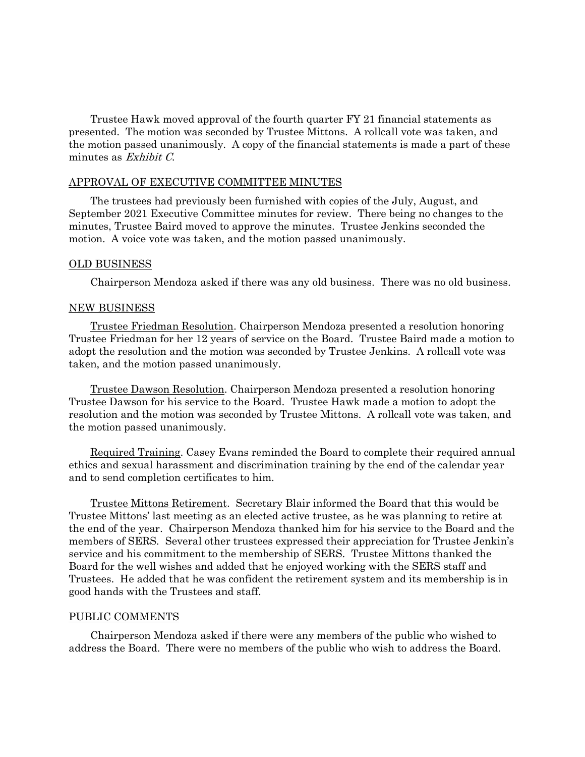Trustee Hawk moved approval of the fourth quarter FY 21 financial statements as presented. The motion was seconded by Trustee Mittons. A rollcall vote was taken, and the motion passed unanimously. A copy of the financial statements is made a part of these minutes as *Exhibit C*.

## APPROVAL OF EXECUTIVE COMMITTEE MINUTES

The trustees had previously been furnished with copies of the July, August, and September 2021 Executive Committee minutes for review. There being no changes to the minutes, Trustee Baird moved to approve the minutes. Trustee Jenkins seconded the motion. A voice vote was taken, and the motion passed unanimously.

## OLD BUSINESS

Chairperson Mendoza asked if there was any old business. There was no old business.

## NEW BUSINESS

Trustee Friedman Resolution. Chairperson Mendoza presented a resolution honoring Trustee Friedman for her 12 years of service on the Board. Trustee Baird made a motion to adopt the resolution and the motion was seconded by Trustee Jenkins. A rollcall vote was taken, and the motion passed unanimously.

Trustee Dawson Resolution. Chairperson Mendoza presented a resolution honoring Trustee Dawson for his service to the Board. Trustee Hawk made a motion to adopt the resolution and the motion was seconded by Trustee Mittons. A rollcall vote was taken, and the motion passed unanimously.

Required Training. Casey Evans reminded the Board to complete their required annual ethics and sexual harassment and discrimination training by the end of the calendar year and to send completion certificates to him.

Trustee Mittons Retirement. Secretary Blair informed the Board that this would be Trustee Mittons' last meeting as an elected active trustee, as he was planning to retire at the end of the year. Chairperson Mendoza thanked him for his service to the Board and the members of SERS. Several other trustees expressed their appreciation for Trustee Jenkin's service and his commitment to the membership of SERS. Trustee Mittons thanked the Board for the well wishes and added that he enjoyed working with the SERS staff and Trustees. He added that he was confident the retirement system and its membership is in good hands with the Trustees and staff.

## PUBLIC COMMENTS

Chairperson Mendoza asked if there were any members of the public who wished to address the Board. There were no members of the public who wish to address the Board.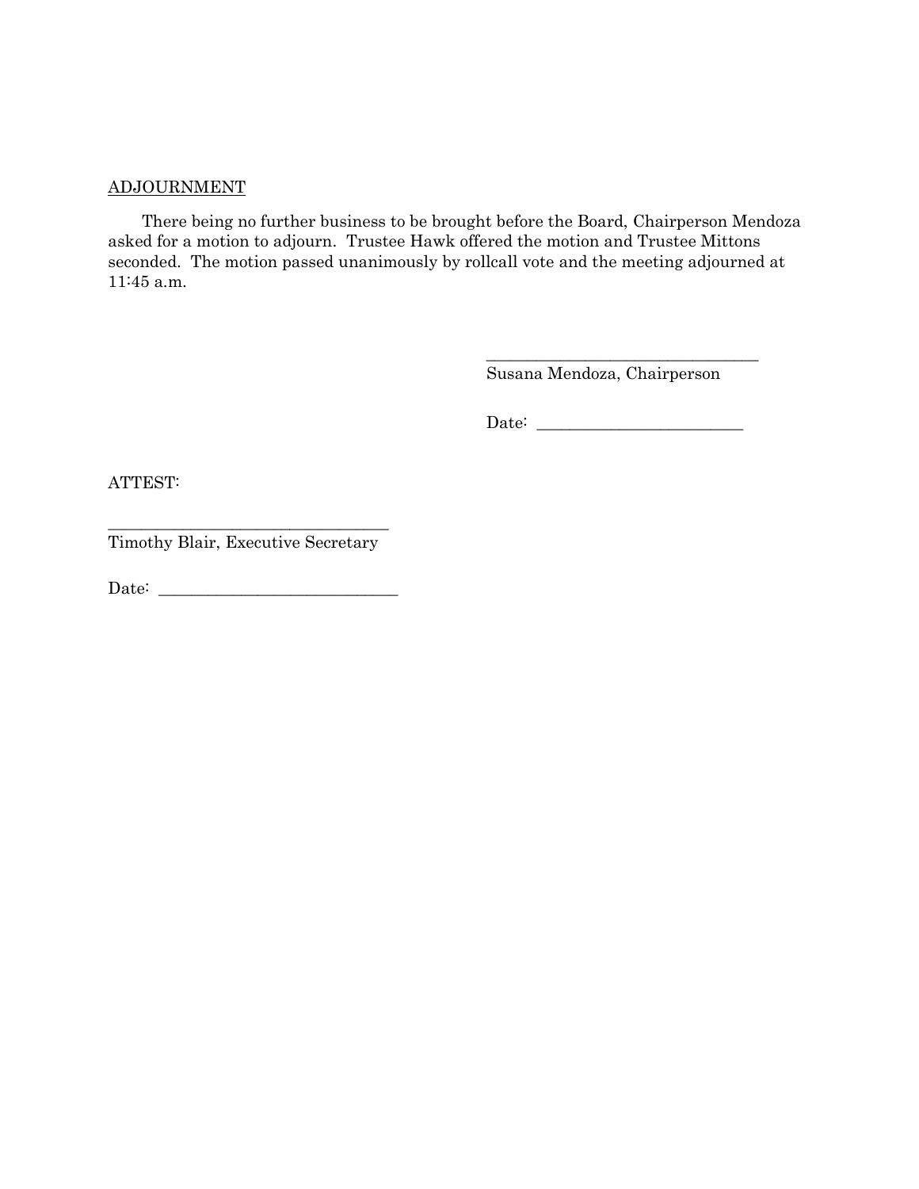<u>ADJOURNMENT</u>

There being no further business to be brought before the Board, Chairperson Mendoza asked for a motion to adjourn. Trustee Hawk offered the motion and Trustee Mittons seconded. The motion passed unanimously by rollcall vote and the meeting adjourned at 11:45 a.m.

\_\_\_\_\_\_\_\_\_\_\_\_\_\_\_\_\_\_\_\_\_\_\_\_\_\_\_\_\_\_\_\_\_\_
Susana Mendoza, Chairperson

Date: \_\_\_\_\_\_\_\_\_\_\_\_\_\_\_\_\_\_\_\_\_\_\_\_\_

ATTEST:

\_\_\_\_\_\_\_\_\_\_\_\_\_\_\_\_\_\_\_\_\_\_\_\_\_\_\_\_\_\_\_\_\_\_
Timothy Blair, Executive Secretary

Date: \_\_\_\_\_\_\_\_\_\_\_\_\_\_\_\_\_\_\_\_\_\_\_\_\_\_\_\_\_